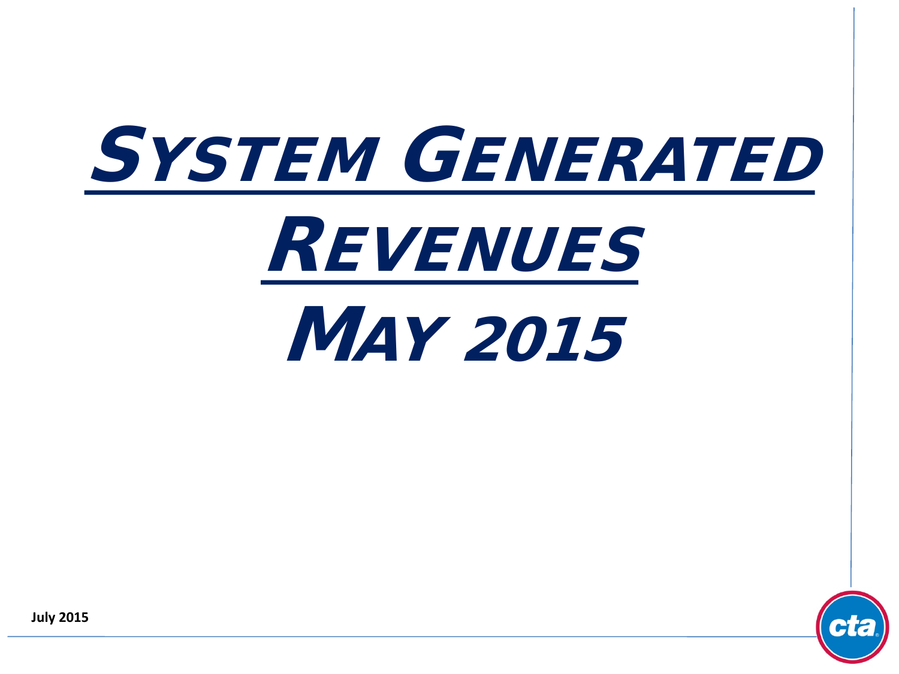# System Generated Revenues

# May 2015

**July 2015**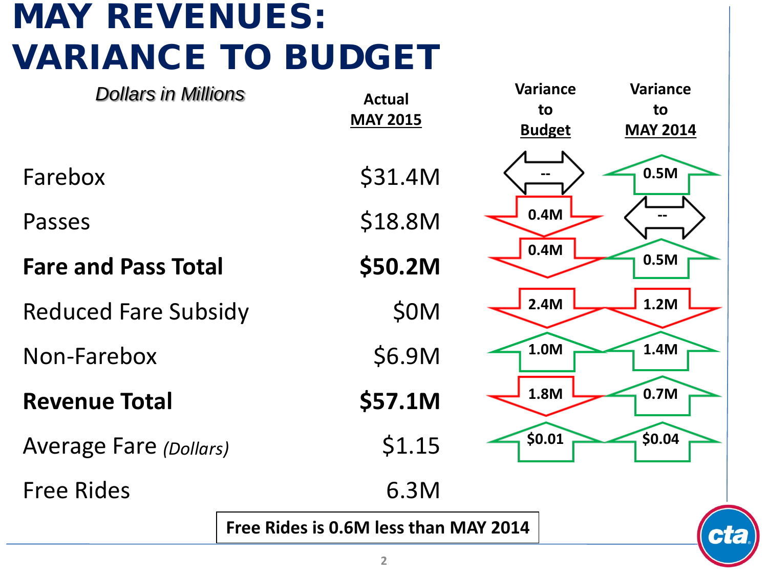# MAY REVENUES: VARIANCE TO BUDGET

*Dollars in Millions*

| | Actual MAY 2015 | Variance to Budget | Variance to MAY 2014 |
|---|---|---|---|
| Farebox | $31.4M | -- | 0.5M |
| Passes | $18.8M | 0.4M | -- |
| **Fare and Pass Total** | **$50.2M** | 0.4M | 0.5M |
| Reduced Fare Subsidy | $0M | 2.4M | 1.2M |
| Non-Farebox | $6.9M | 1.0M | 1.4M |
| **Revenue Total** | **$57.1M** | 1.8M | 0.7M |
| Average Fare *(Dollars)* | $1.15 | $0.01 | $0.04 |
| Free Rides | 6.3M | | |

**Free Rides is 0.6M less than MAY 2014**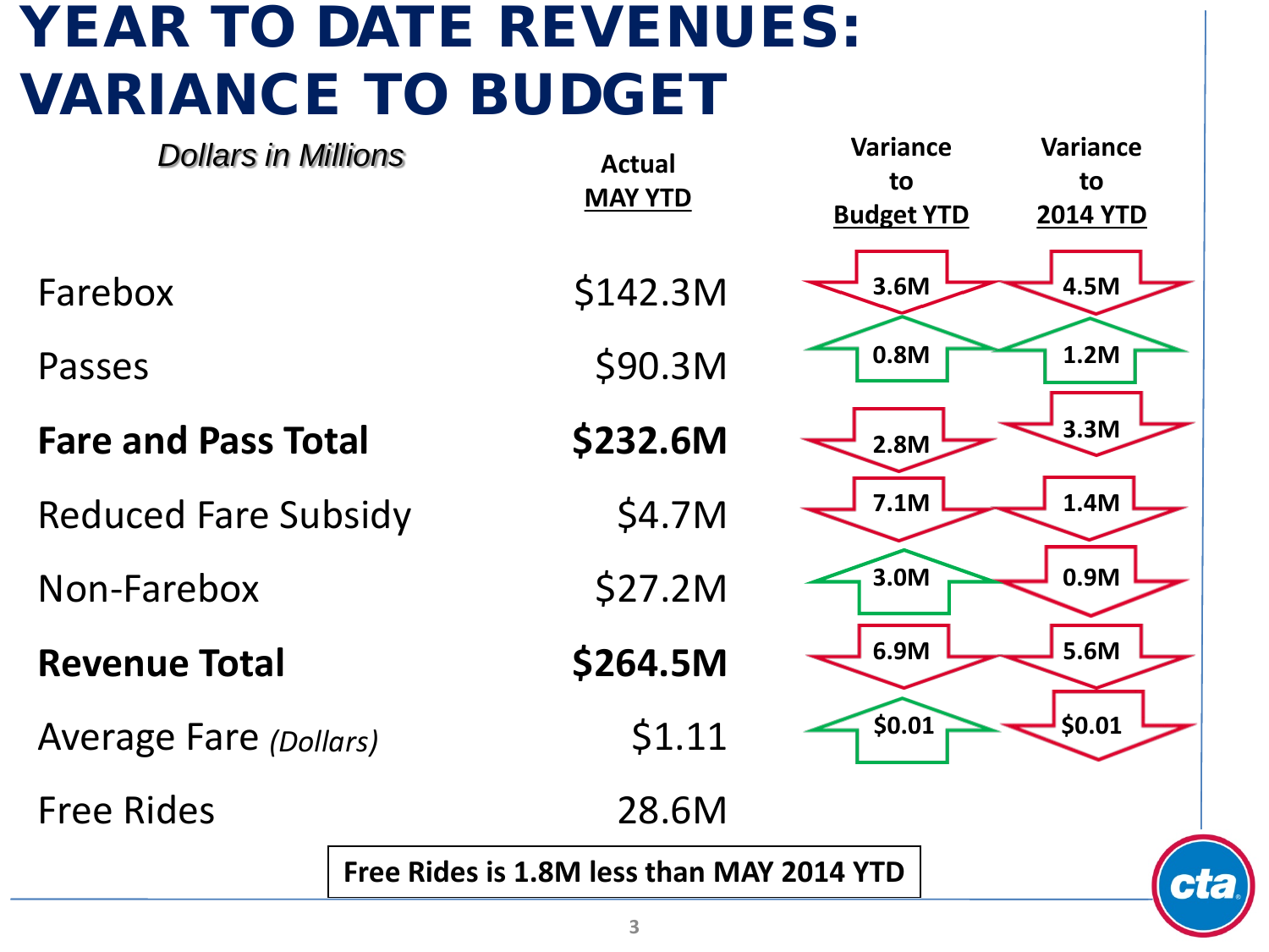# YEAR TO DATE REVENUES: VARIANCE TO BUDGET

*Dollars in Millions*

| | Actual MAY YTD | Variance to Budget YTD | Variance to 2014 YTD |
|---|---|---|---|
| Farebox | $142.3M | 3.6M | 4.5M |
| Passes | $90.3M | 0.8M | 1.2M |
| **Fare and Pass Total** | **$232.6M** | 2.8M | 3.3M |
| Reduced Fare Subsidy | $4.7M | 7.1M | 1.4M |
| Non-Farebox | $27.2M | 3.0M | 0.9M |
| **Revenue Total** | **$264.5M** | 6.9M | 5.6M |
| Average Fare *(Dollars)* | $1.11 | $0.01 | $0.01 |
| Free Rides | 28.6M | | |

**Free Rides is 1.8M less than MAY 2014 YTD**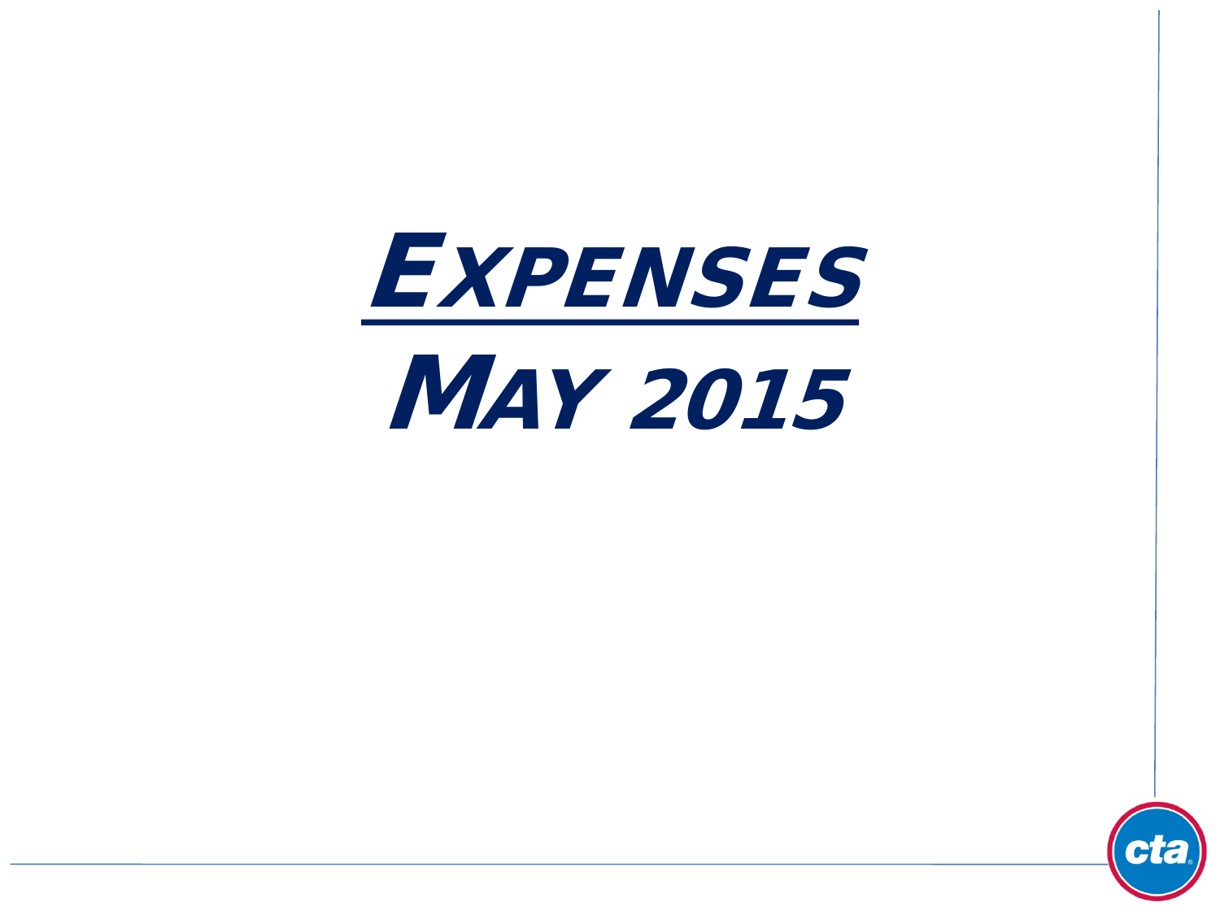# Expenses

# May 2015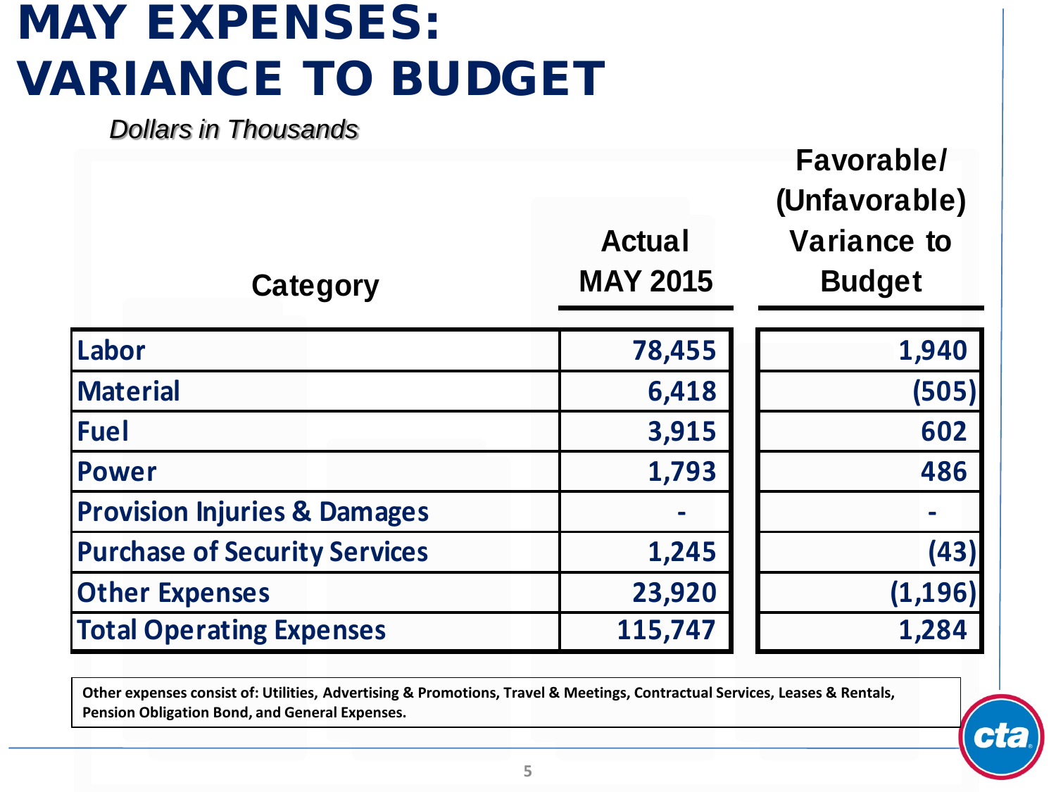# MAY EXPENSES: VARIANCE TO BUDGET

*Dollars in Thousands*

| Category | Actual MAY 2015 | Favorable/ (Unfavorable) Variance to Budget |
|---|---|---|
| Labor | 78,455 | 1,940 |
| Material | 6,418 | (505) |
| Fuel | 3,915 | 602 |
| Power | 1,793 | 486 |
| Provision Injuries & Damages | - | - |
| Purchase of Security Services | 1,245 | (43) |
| Other Expenses | 23,920 | (1,196) |
| Total Operating Expenses | 115,747 | 1,284 |

**Other expenses consist of: Utilities, Advertising & Promotions, Travel & Meetings, Contractual Services, Leases & Rentals, Pension Obligation Bond, and General Expenses.**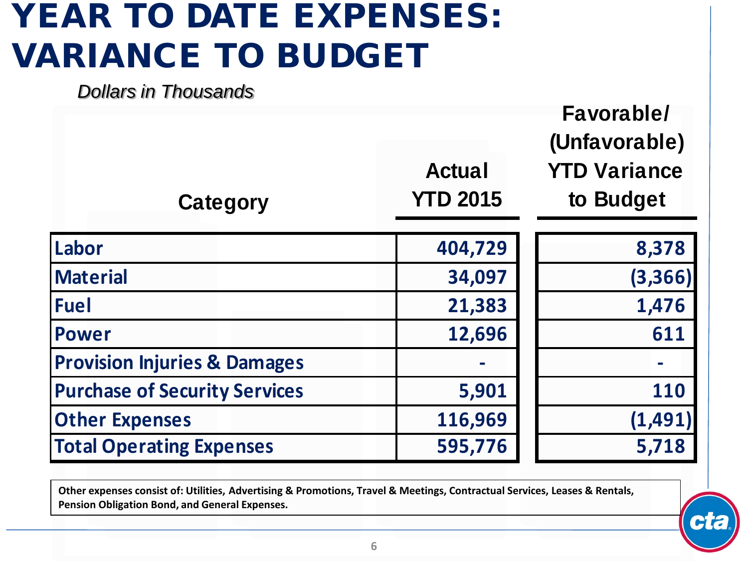# YEAR TO DATE EXPENSES: VARIANCE TO BUDGET

*Dollars in Thousands*

| Category | Actual YTD 2015 | Favorable/ (Unfavorable) YTD Variance to Budget |
|---|---|---|
| Labor | 404,729 | 8,378 |
| Material | 34,097 | (3,366) |
| Fuel | 21,383 | 1,476 |
| Power | 12,696 | 611 |
| Provision Injuries & Damages | - | - |
| Purchase of Security Services | 5,901 | 110 |
| Other Expenses | 116,969 | (1,491) |
| Total Operating Expenses | 595,776 | 5,718 |

**Other expenses consist of: Utilities, Advertising & Promotions, Travel & Meetings, Contractual Services, Leases & Rentals, Pension Obligation Bond, and General Expenses.**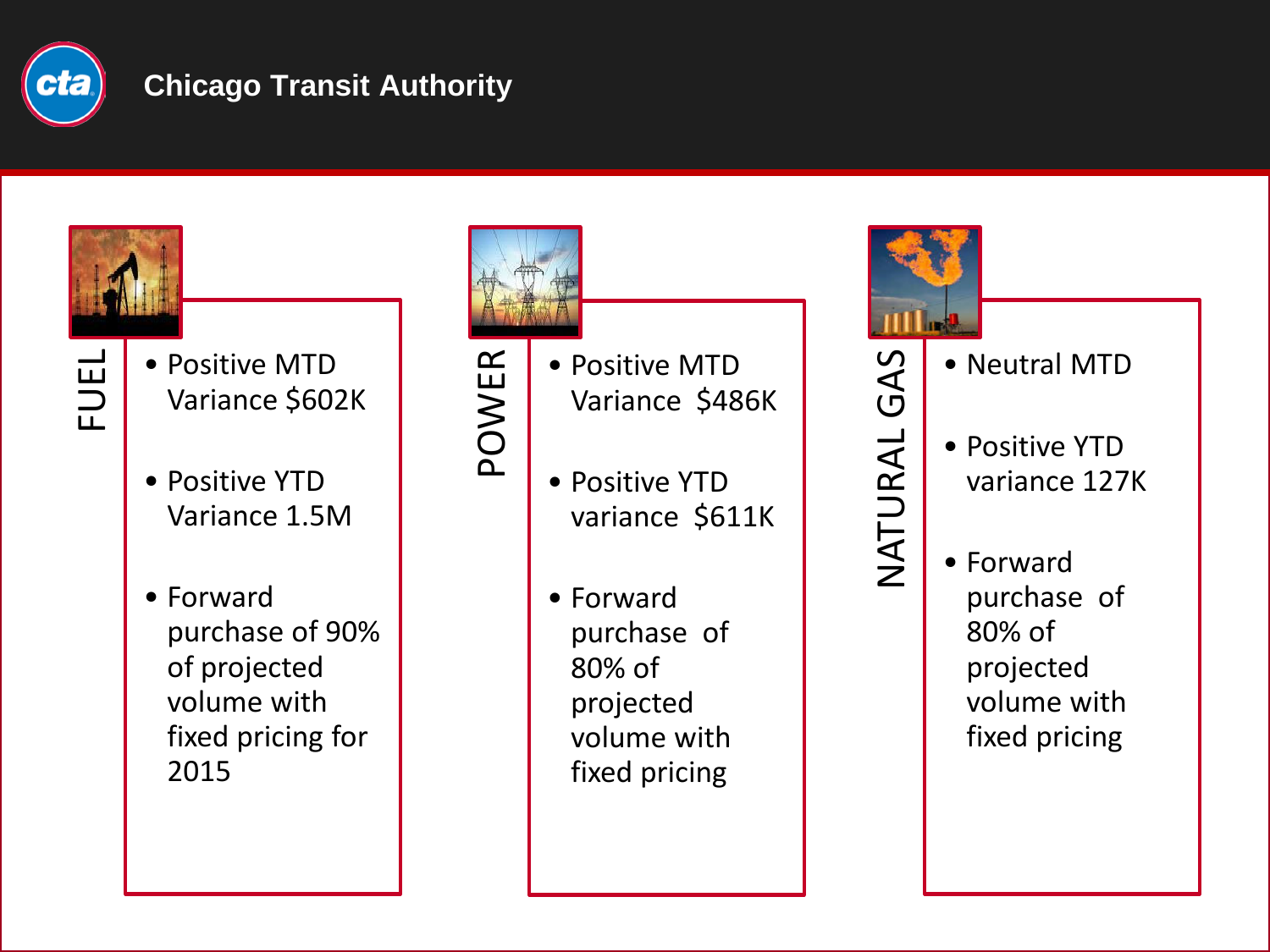# Chicago Transit Authority

## FUEL

- Positive MTD Variance $602K
- Positive YTD Variance 1.5M
- Forward purchase of 90% of projected volume with fixed pricing for 2015

## POWER

- Positive MTD Variance $486K
- Positive YTD variance $611K
- Forward purchase of 80% of projected volume with fixed pricing

## NATURAL GAS

- Neutral MTD
- Positive YTD variance 127K
- Forward purchase of 80% of projected volume with fixed pricing